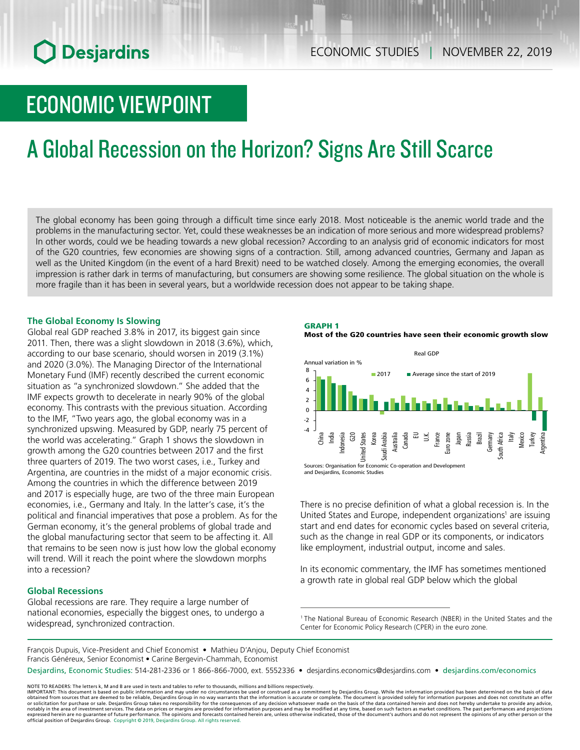# ECONOMIC VIEWPOINT

# A Global Recession on the Horizon? Signs Are Still Scarce

The global economy has been going through a difficult time since early 2018. Most noticeable is the anemic world trade and the problems in the manufacturing sector. Yet, could these weaknesses be an indication of more serious and more widespread problems? In other words, could we be heading towards a new global recession? According to an analysis grid of economic indicators for most of the G20 countries, few economies are showing signs of a contraction. Still, among advanced countries, Germany and Japan as well as the United Kingdom (in the event of a hard Brexit) need to be watched closely. Among the emerging economies, the overall impression is rather dark in terms of manufacturing, but consumers are showing some resilience. The global situation on the whole is more fragile than it has been in several years, but a worldwide recession does not appear to be taking shape.

### The Global Economy Is Slowing

Global real GDP reached 3.8% in 2017, its biggest gain since 2011. Then, there was a slight slowdown in 2018 (3.6%), which, according to our base scenario, should worsen in 2019 (3.1%) and 2020 (3.0%). The Managing Director of the International Monetary Fund (IMF) recently described the current economic situation as "a synchronized slowdown." She added that the IMF expects growth to decelerate in nearly 90% of the global economy. This contrasts with the previous situation. According to the IMF, "Two years ago, the global economy was in a synchronized upswing. Measured by GDP, nearly 75 percent of the world was accelerating." Graph 1 shows the slowdown in growth among the G20 countries between 2017 and the first three quarters of 2019. The two worst cases, i.e., Turkey and Argentina, are countries in the midst of a major economic crisis. Among the countries in which the difference between 2019 and 2017 is especially huge, are two of the three main European economies, i.e., Germany and Italy. In the latter's case, it's the political and financial imperatives that pose a problem. As for the German economy, it's the general problems of global trade and the global manufacturing sector that seem to be affecting it. All that remains to be seen now is just how low the global economy will trend. Will it reach the point where the slowdown morphs into a recession?

### Global Recessions

Global recessions are rare. They require a large number of national economies, especially the biggest ones, to undergo a widespread, synchronized contraction.

**GRAPH 1**
**Most of the G20 countries have seen their economic growth slow**

Sources: Organisation for Economic Co-operation and Development and Desjardins, Economic Studies

There is no precise definition of what a global recession is. In the United States and Europe, independent organizations[1] are issuing start and end dates for economic cycles based on several criteria, such as the change in real GDP or its components, or indicators like employment, industrial output, income and sales.

In its economic commentary, the IMF has sometimes mentioned a growth rate in global real GDP below which the global

[1] The National Bureau of Economic Research (NBER) in the United States and the Center for Economic Policy Research (CPER) in the euro zone.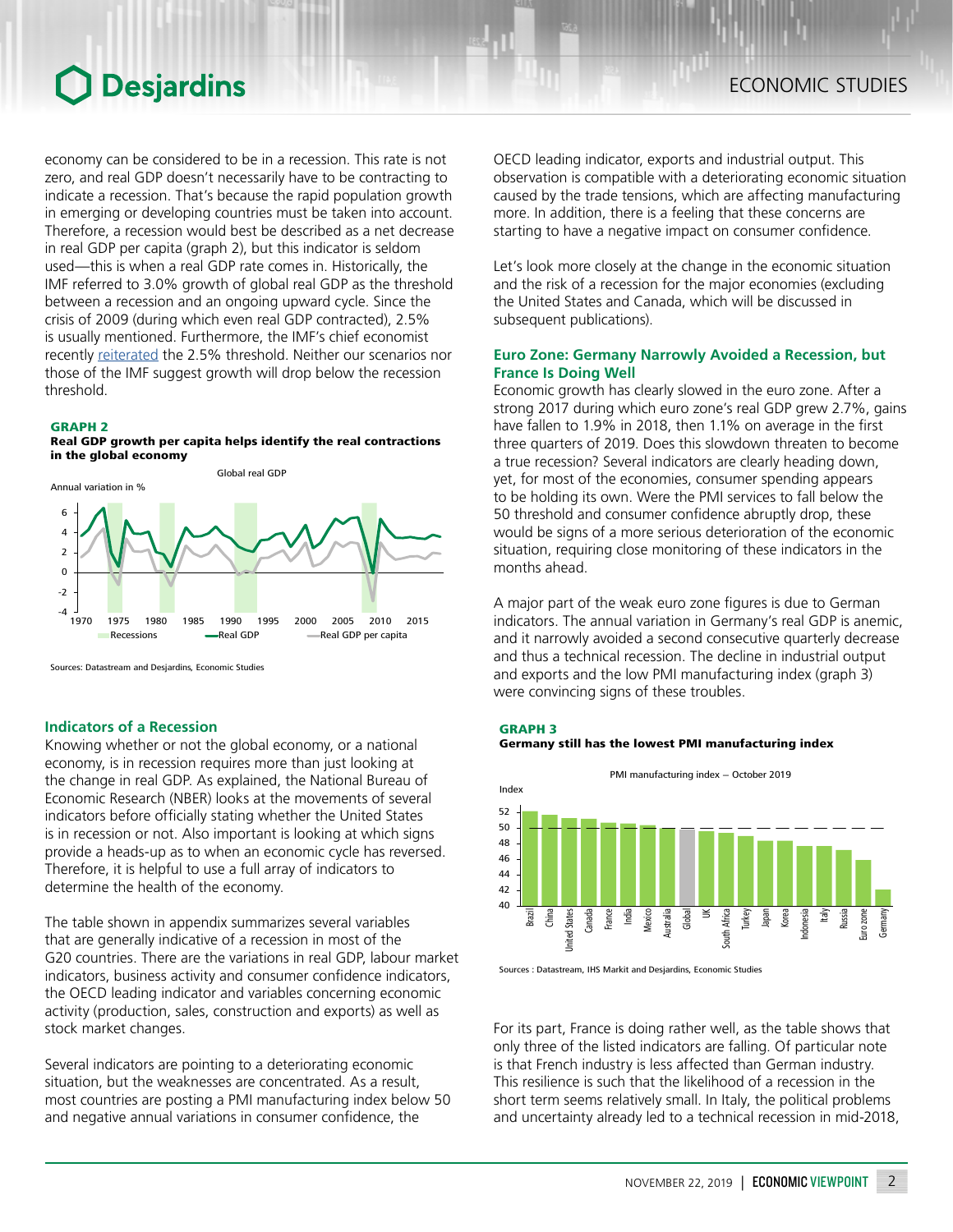economy can be considered to be in a recession. This rate is not zero, and real GDP doesn't necessarily have to be contracting to indicate a recession. That's because the rapid population growth in emerging or developing countries must be taken into account. Therefore, a recession would best be described as a net decrease in real GDP per capita (graph 2), but this indicator is seldom used—this is when a real GDP rate comes in. Historically, the IMF referred to 3.0% growth of global real GDP as the threshold between a recession and an ongoing upward cycle. Since the crisis of 2009 (during which even real GDP contracted), 2.5% is usually mentioned. Furthermore, the IMF's chief economist recently reiterated the 2.5% threshold. Neither our scenarios nor those of the IMF suggest growth will drop below the recession threshold.

**GRAPH 2**
**Real GDP growth per capita helps identify the real contractions in the global economy**

Sources: Datastream and Desjardins, Economic Studies

## Indicators of a Recession

Knowing whether or not the global economy, or a national economy, is in recession requires more than just looking at the change in real GDP. As explained, the National Bureau of Economic Research (NBER) looks at the movements of several indicators before officially stating whether the United States is in recession or not. Also important is looking at which signs provide a heads-up as to when an economic cycle has reversed. Therefore, it is helpful to use a full array of indicators to determine the health of the economy.

The table shown in appendix summarizes several variables that are generally indicative of a recession in most of the G20 countries. There are the variations in real GDP, labour market indicators, business activity and consumer confidence indicators, the OECD leading indicator and variables concerning economic activity (production, sales, construction and exports) as well as stock market changes.

Several indicators are pointing to a deteriorating economic situation, but the weaknesses are concentrated. As a result, most countries are posting a PMI manufacturing index below 50 and negative annual variations in consumer confidence, the OECD leading indicator, exports and industrial output. This observation is compatible with a deteriorating economic situation caused by the trade tensions, which are affecting manufacturing more. In addition, there is a feeling that these concerns are starting to have a negative impact on consumer confidence.

Let's look more closely at the change in the economic situation and the risk of a recession for the major economies (excluding the United States and Canada, which will be discussed in subsequent publications).

## Euro Zone: Germany Narrowly Avoided a Recession, but France Is Doing Well

Economic growth has clearly slowed in the euro zone. After a strong 2017 during which euro zone's real GDP grew 2.7%, gains have fallen to 1.9% in 2018, then 1.1% on average in the first three quarters of 2019. Does this slowdown threaten to become a true recession? Several indicators are clearly heading down, yet, for most of the economies, consumer spending appears to be holding its own. Were the PMI services to fall below the 50 threshold and consumer confidence abruptly drop, these would be signs of a more serious deterioration of the economic situation, requiring close monitoring of these indicators in the months ahead.

A major part of the weak euro zone figures is due to German indicators. The annual variation in Germany's real GDP is anemic, and it narrowly avoided a second consecutive quarterly decrease and thus a technical recession. The decline in industrial output and exports and the low PMI manufacturing index (graph 3) were convincing signs of these troubles.

**GRAPH 3**
**Germany still has the lowest PMI manufacturing index**

Sources : Datastream, IHS Markit and Desjardins, Economic Studies

For its part, France is doing rather well, as the table shows that only three of the listed indicators are falling. Of particular note is that French industry is less affected than German industry. This resilience is such that the likelihood of a recession in the short term seems relatively small. In Italy, the political problems and uncertainty already led to a technical recession in mid-2018,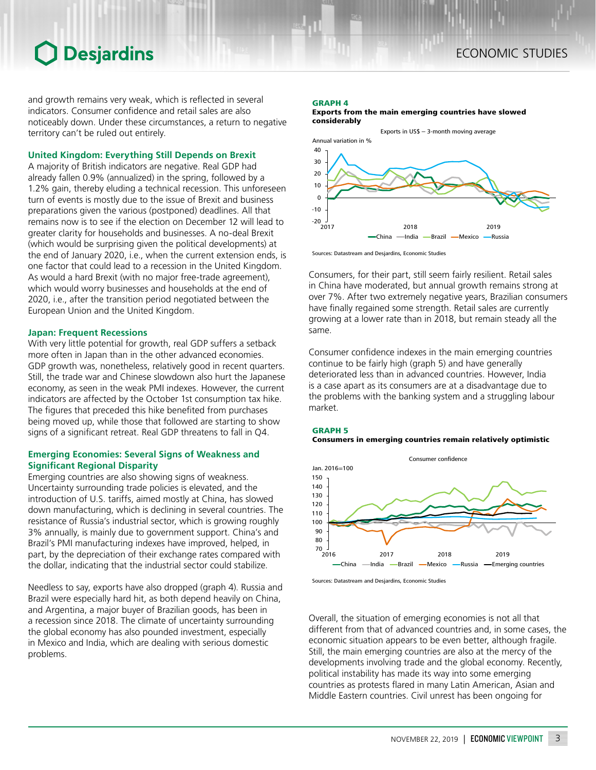and growth remains very weak, which is reflected in several indicators. Consumer confidence and retail sales are also noticeably down. Under these circumstances, a return to negative territory can't be ruled out entirely.

### United Kingdom: Everything Still Depends on Brexit

A majority of British indicators are negative. Real GDP had already fallen 0.9% (annualized) in the spring, followed by a 1.2% gain, thereby eluding a technical recession. This unforeseen turn of events is mostly due to the issue of Brexit and business preparations given the various (postponed) deadlines. All that remains now is to see if the election on December 12 will lead to greater clarity for households and businesses. A no-deal Brexit (which would be surprising given the political developments) at the end of January 2020, i.e., when the current extension ends, is one factor that could lead to a recession in the United Kingdom. As would a hard Brexit (with no major free-trade agreement), which would worry businesses and households at the end of 2020, i.e., after the transition period negotiated between the European Union and the United Kingdom.

### Japan: Frequent Recessions

With very little potential for growth, real GDP suffers a setback more often in Japan than in the other advanced economies. GDP growth was, nonetheless, relatively good in recent quarters. Still, the trade war and Chinese slowdown also hurt the Japanese economy, as seen in the weak PMI indexes. However, the current indicators are affected by the October 1st consumption tax hike. The figures that preceded this hike benefited from purchases being moved up, while those that followed are starting to show signs of a significant retreat. Real GDP threatens to fall in Q4.

### Emerging Economies: Several Signs of Weakness and Significant Regional Disparity

Emerging countries are also showing signs of weakness. Uncertainty surrounding trade policies is elevated, and the introduction of U.S. tariffs, aimed mostly at China, has slowed down manufacturing, which is declining in several countries. The resistance of Russia's industrial sector, which is growing roughly 3% annually, is mainly due to government support. China's and Brazil's PMI manufacturing indexes have improved, helped, in part, by the depreciation of their exchange rates compared with the dollar, indicating that the industrial sector could stabilize.

Needless to say, exports have also dropped (graph 4). Russia and Brazil were especially hard hit, as both depend heavily on China, and Argentina, a major buyer of Brazilian goods, has been in a recession since 2018. The climate of uncertainty surrounding the global economy has also pounded investment, especially in Mexico and India, which are dealing with serious domestic problems.

**GRAPH 4**
**Exports from the main emerging countries have slowed considerably**

Exports in US$ – 3-month moving average

Sources: Datastream and Desjardins, Economic Studies

Consumers, for their part, still seem fairly resilient. Retail sales in China have moderated, but annual growth remains strong at over 7%. After two extremely negative years, Brazilian consumers have finally regained some strength. Retail sales are currently growing at a lower rate than in 2018, but remain steady all the same.

Consumer confidence indexes in the main emerging countries continue to be fairly high (graph 5) and have generally deteriorated less than in advanced countries. However, India is a case apart as its consumers are at a disadvantage due to the problems with the banking system and a struggling labour market.

**GRAPH 5**
**Consumers in emerging countries remain relatively optimistic**

Consumer confidence

Sources: Datastream and Desjardins, Economic Studies

Overall, the situation of emerging economies is not all that different from that of advanced countries and, in some cases, the economic situation appears to be even better, although fragile. Still, the main emerging countries are also at the mercy of the developments involving trade and the global economy. Recently, political instability has made its way into some emerging countries as protests flared in many Latin American, Asian and Middle Eastern countries. Civil unrest has been ongoing for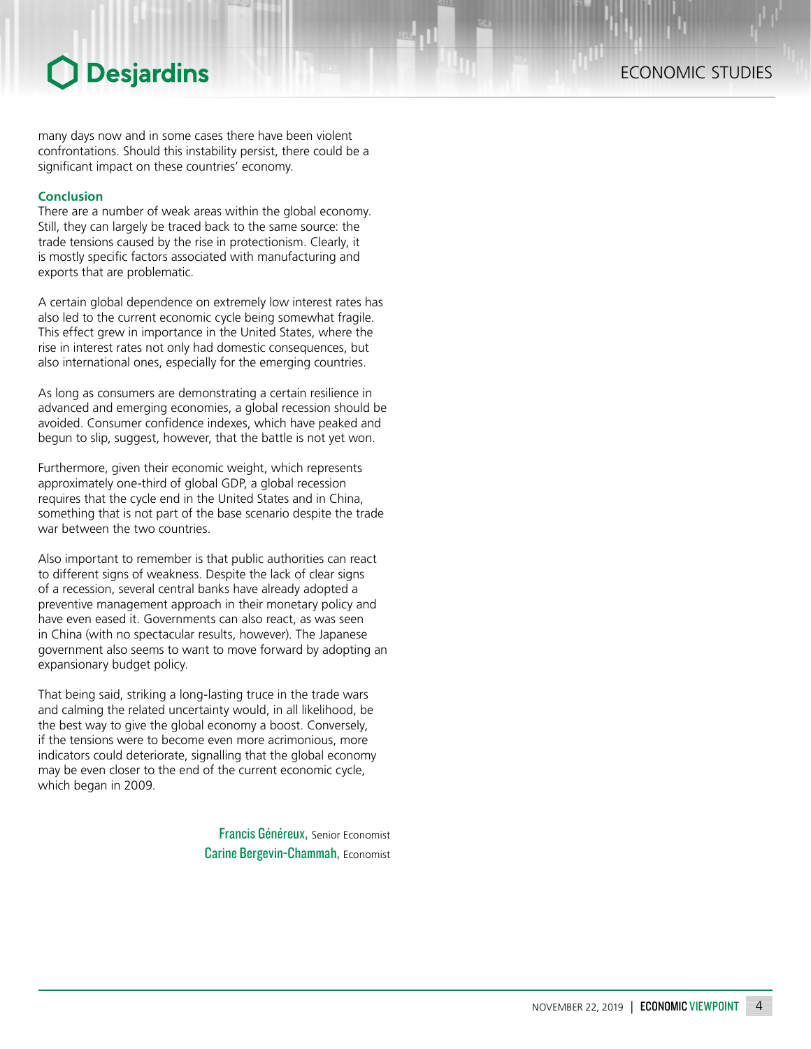many days now and in some cases there have been violent confrontations. Should this instability persist, there could be a significant impact on these countries' economy.

**Conclusion**

There are a number of weak areas within the global economy. Still, they can largely be traced back to the same source: the trade tensions caused by the rise in protectionism. Clearly, it is mostly specific factors associated with manufacturing and exports that are problematic.

A certain global dependence on extremely low interest rates has also led to the current economic cycle being somewhat fragile. This effect grew in importance in the United States, where the rise in interest rates not only had domestic consequences, but also international ones, especially for the emerging countries.

As long as consumers are demonstrating a certain resilience in advanced and emerging economies, a global recession should be avoided. Consumer confidence indexes, which have peaked and begun to slip, suggest, however, that the battle is not yet won.

Furthermore, given their economic weight, which represents approximately one-third of global GDP, a global recession requires that the cycle end in the United States and in China, something that is not part of the base scenario despite the trade war between the two countries.

Also important to remember is that public authorities can react to different signs of weakness. Despite the lack of clear signs of a recession, several central banks have already adopted a preventive management approach in their monetary policy and have even eased it. Governments can also react, as was seen in China (with no spectacular results, however). The Japanese government also seems to want to move forward by adopting an expansionary budget policy.

That being said, striking a long-lasting truce in the trade wars and calming the related uncertainty would, in all likelihood, be the best way to give the global economy a boost. Conversely, if the tensions were to become even more acrimonious, more indicators could deteriorate, signalling that the global economy may be even closer to the end of the current economic cycle, which began in 2009.

Francis Généreux, Senior Economist
Carine Bergevin-Chammah, Economist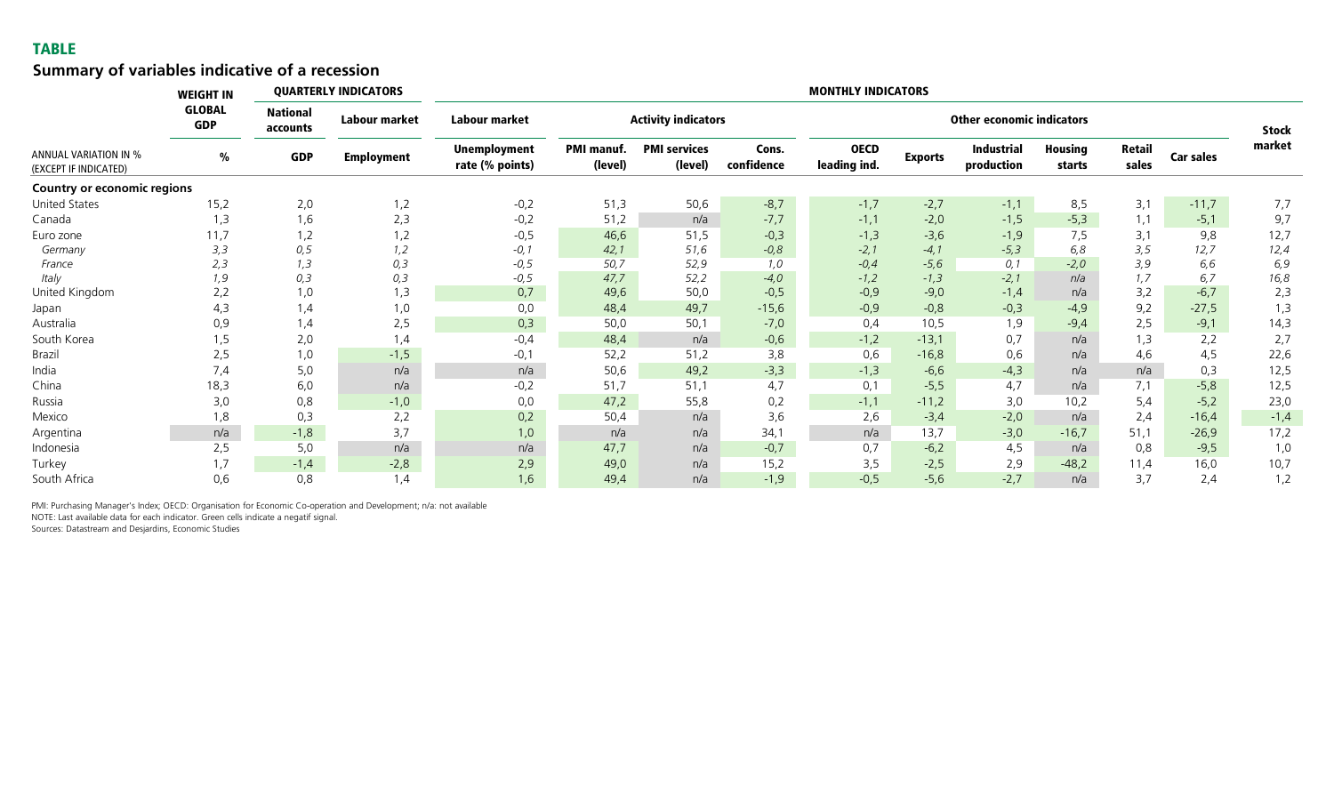**TABLE**

## Summary of variables indicative of a recession

| ANNUAL VARIATION IN % (EXCEPT IF INDICATED) | WEIGHT IN GLOBAL GDP | QUARTERLY INDICATORS | | MONTHLY INDICATORS | | | | | | | | | | | |
|---|---|---|---|---|---|---|---|---|---|---|---|---|---|---|
| | | National accounts | Labour market | Labour market | Activity indicators | | | Other economic indicators | | | | | | Stock market |
| | % | GDP | Employment | Unemployment rate (% points) | PMI manuf. (level) | PMI services (level) | Cons. confidence | OECD leading ind. | Exports | Industrial production | Housing starts | Retail sales | Car sales | |
| **Country or economic regions** | | | | | | | | | | | | | | |
| United States | 15,2 | 2,0 | 1,2 | -0,2 | 51,3 | 50,6 | -8,7 | -1,7 | -2,7 | -1,1 | 8,5 | 3,1 | -11,7 | 7,7 |
| Canada | 1,3 | 1,6 | 2,3 | -0,2 | 51,2 | n/a | -7,7 | -1,1 | -2,0 | -1,5 | -5,3 | 1,1 | -5,1 | 9,7 |
| Euro zone | 11,7 | 1,2 | 1,2 | -0,5 | 46,6 | 51,5 | -0,3 | -1,3 | -3,6 | -1,9 | 7,5 | 3,1 | 9,8 | 12,7 |
| *Germany* | *3,3* | *0,5* | *1,2* | *-0,1* | *42,1* | *51,6* | *-0,8* | *-2,1* | *-4,1* | *-5,3* | *6,8* | *3,5* | *12,7* | *12,4* |
| *France* | *2,3* | *1,3* | *0,3* | *-0,5* | *50,7* | *52,9* | *1,0* | *-0,4* | *-5,6* | *0,1* | *-2,0* | *3,9* | *6,6* | *6,9* |
| *Italy* | *1,9* | *0,3* | *0,3* | *-0,5* | *47,7* | *52,2* | *-4,0* | *-1,2* | *-1,3* | *-2,1* | *n/a* | *1,7* | *6,7* | *16,8* |
| United Kingdom | 2,2 | 1,0 | 1,3 | 0,7 | 49,6 | 50,0 | -0,5 | -0,9 | -9,0 | -1,4 | n/a | 3,2 | -6,7 | 2,3 |
| Japan | 4,3 | 1,4 | 1,0 | 0,0 | 48,4 | 49,7 | -15,6 | -0,9 | -0,8 | -0,3 | -4,9 | 9,2 | -27,5 | 1,3 |
| Australia | 0,9 | 1,4 | 2,5 | 0,3 | 50,0 | 50,1 | -7,0 | 0,4 | 10,5 | 1,9 | -9,4 | 2,5 | -9,1 | 14,3 |
| South Korea | 1,5 | 2,0 | 1,4 | -0,4 | 48,4 | n/a | -0,6 | -1,2 | -13,1 | 0,7 | n/a | 1,3 | 2,2 | 2,7 |
| Brazil | 2,5 | 1,0 | -1,5 | -0,1 | 52,2 | 51,2 | 3,8 | 0,6 | -16,8 | 0,6 | n/a | 4,6 | 4,5 | 22,6 |
| India | 7,4 | 5,0 | n/a | n/a | 50,6 | 49,2 | -3,3 | -1,3 | -6,6 | -4,3 | n/a | n/a | 0,3 | 12,5 |
| China | 18,3 | 6,0 | n/a | -0,2 | 51,7 | 51,1 | 4,7 | 0,1 | -5,5 | 4,7 | n/a | 7,1 | -5,8 | 12,5 |
| Russia | 3,0 | 0,8 | -1,0 | 0,0 | 47,2 | 55,8 | 0,2 | -1,1 | -11,2 | 3,0 | 10,2 | 5,4 | -5,2 | 23,0 |
| Mexico | 1,8 | 0,3 | 2,2 | 0,2 | 50,4 | n/a | 3,6 | 2,6 | -3,4 | -2,0 | n/a | 2,4 | -16,4 | -1,4 |
| Argentina | n/a | -1,8 | 3,7 | 1,0 | n/a | n/a | 34,1 | n/a | 13,7 | -3,0 | -16,7 | 51,1 | -26,9 | 17,2 |
| Indonesia | 2,5 | 5,0 | n/a | n/a | 47,7 | n/a | -0,7 | 0,7 | -6,2 | 4,5 | n/a | 0,8 | -9,5 | 1,0 |
| Turkey | 1,7 | -1,4 | -2,8 | 2,9 | 49,0 | n/a | 15,2 | 3,5 | -2,5 | 2,9 | -48,2 | 11,4 | 16,0 | 10,7 |
| South Africa | 0,6 | 0,8 | 1,4 | 1,6 | 49,4 | n/a | -1,9 | -0,5 | -5,6 | -2,7 | n/a | 3,7 | 2,4 | 1,2 |

PMI: Purchasing Manager's Index; OECD: Organisation for Economic Co-operation and Development; n/a: not available
NOTE: Last available data for each indicator. Green cells indicate a negatif signal.
Sources: Datastream and Desjardins, Economic Studies